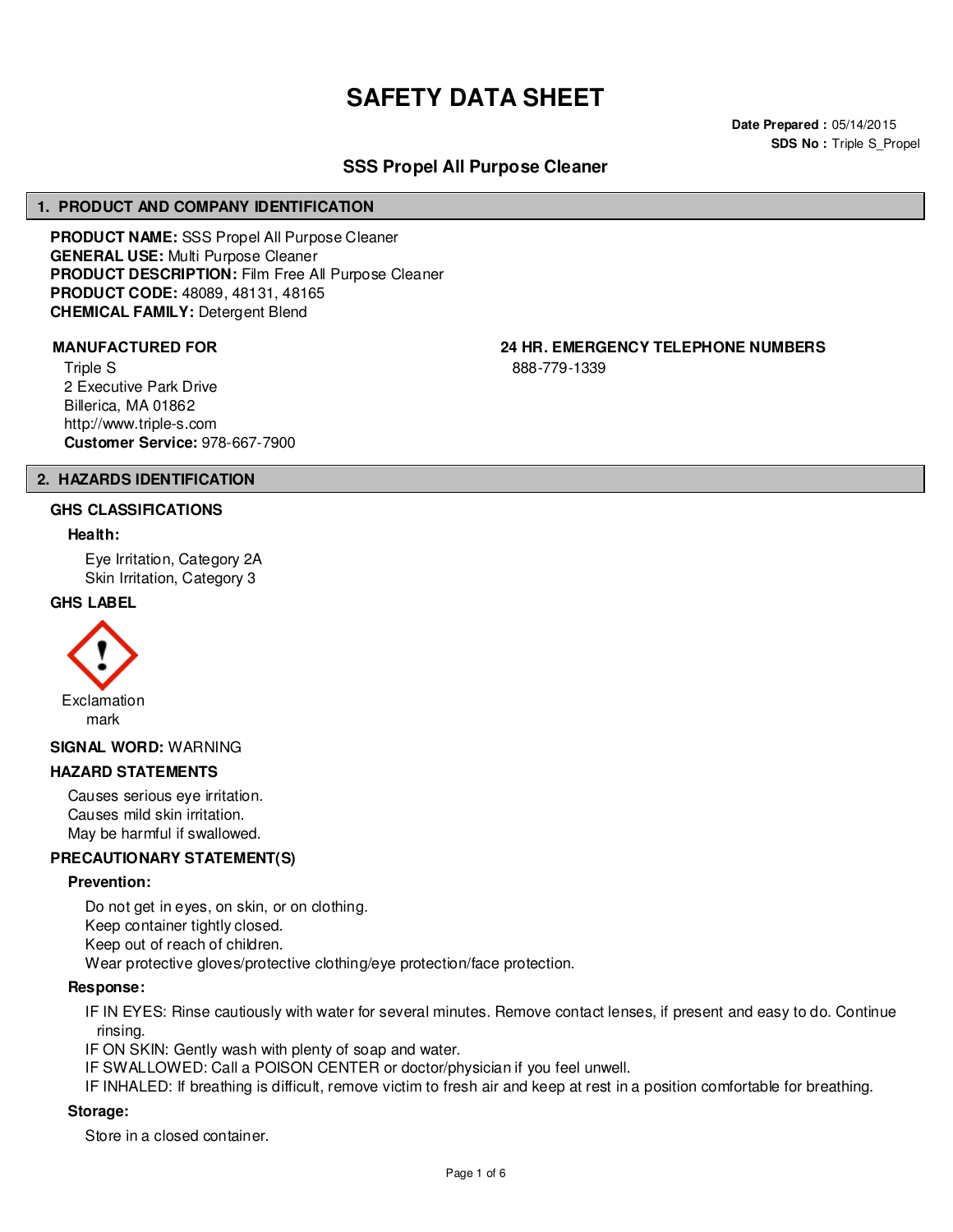# SAFETY DATA SHEET

**Date Prepared :** 05/14/2015
**SDS No :** Triple S_Propel

## SSS Propel All Purpose Cleaner

## 1. PRODUCT AND COMPANY IDENTIFICATION

**PRODUCT NAME:** SSS Propel All Purpose Cleaner
**GENERAL USE:** Multi Purpose Cleaner
**PRODUCT DESCRIPTION:** Film Free All Purpose Cleaner
**PRODUCT CODE:** 48089, 48131, 48165
**CHEMICAL FAMILY:** Detergent Blend

**MANUFACTURED FOR**

Triple S
2 Executive Park Drive
Billerica, MA 01862
http://www.triple-s.com
**Customer Service:** 978-667-7900

**24 HR. EMERGENCY TELEPHONE NUMBERS**

888-779-1339

## 2. HAZARDS IDENTIFICATION

### GHS CLASSIFICATIONS

**Health:**

Eye Irritation, Category 2A
Skin Irritation, Category 3

### GHS LABEL

Exclamation mark

**SIGNAL WORD:** WARNING

### HAZARD STATEMENTS

Causes serious eye irritation.
Causes mild skin irritation.
May be harmful if swallowed.

### PRECAUTIONARY STATEMENT(S)

**Prevention:**

Do not get in eyes, on skin, or on clothing.
Keep container tightly closed.
Keep out of reach of children.
Wear protective gloves/protective clothing/eye protection/face protection.

**Response:**

IF IN EYES: Rinse cautiously with water for several minutes. Remove contact lenses, if present and easy to do. Continue rinsing.
IF ON SKIN: Gently wash with plenty of soap and water.
IF SWALLOWED: Call a POISON CENTER or doctor/physician if you feel unwell.
IF INHALED: If breathing is difficult, remove victim to fresh air and keep at rest in a position comfortable for breathing.

**Storage:**

Store in a closed container.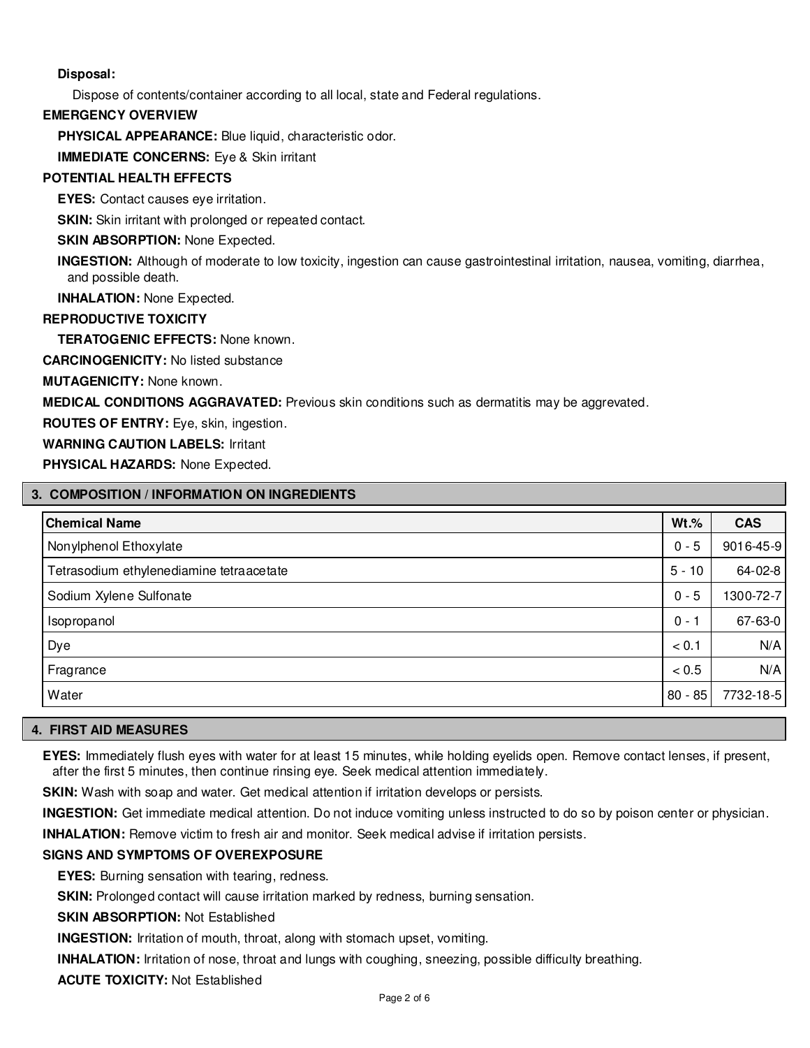**Disposal:**

Dispose of contents/container according to all local, state and Federal regulations.

**EMERGENCY OVERVIEW**

**PHYSICAL APPEARANCE:** Blue liquid, characteristic odor.

**IMMEDIATE CONCERNS:** Eye & Skin irritant

**POTENTIAL HEALTH EFFECTS**

**EYES:** Contact causes eye irritation.

**SKIN:** Skin irritant with prolonged or repeated contact.

**SKIN ABSORPTION:** None Expected.

**INGESTION:** Although of moderate to low toxicity, ingestion can cause gastrointestinal irritation, nausea, vomiting, diarrhea, and possible death.

**INHALATION:** None Expected.

**REPRODUCTIVE TOXICITY**

**TERATOGENIC EFFECTS:** None known.

**CARCINOGENICITY:** No listed substance

**MUTAGENICITY:** None known.

**MEDICAL CONDITIONS AGGRAVATED:** Previous skin conditions such as dermatitis may be aggrevated.

**ROUTES OF ENTRY:** Eye, skin, ingestion.

**WARNING CAUTION LABELS:** Irritant

**PHYSICAL HAZARDS:** None Expected.

## 3. COMPOSITION / INFORMATION ON INGREDIENTS

| Chemical Name | Wt.% | CAS |
|---|---|---|
| Nonylphenol Ethoxylate | 0 - 5 | 9016-45-9 |
| Tetrasodium ethylenediamine tetraacetate | 5 - 10 | 64-02-8 |
| Sodium Xylene Sulfonate | 0 - 5 | 1300-72-7 |
| Isopropanol | 0 - 1 | 67-63-0 |
| Dye | < 0.1 | N/A |
| Fragrance | < 0.5 | N/A |
| Water | 80 - 85 | 7732-18-5 |

## 4. FIRST AID MEASURES

**EYES:** Immediately flush eyes with water for at least 15 minutes, while holding eyelids open. Remove contact lenses, if present, after the first 5 minutes, then continue rinsing eye. Seek medical attention immediately.

**SKIN:** Wash with soap and water. Get medical attention if irritation develops or persists.

**INGESTION:** Get immediate medical attention. Do not induce vomiting unless instructed to do so by poison center or physician.

**INHALATION:** Remove victim to fresh air and monitor. Seek medical advise if irritation persists.

**SIGNS AND SYMPTOMS OF OVEREXPOSURE**

**EYES:** Burning sensation with tearing, redness.

**SKIN:** Prolonged contact will cause irritation marked by redness, burning sensation.

**SKIN ABSORPTION:** Not Established

**INGESTION:** Irritation of mouth, throat, along with stomach upset, vomiting.

**INHALATION:** Irritation of nose, throat and lungs with coughing, sneezing, possible difficulty breathing.

**ACUTE TOXICITY:** Not Established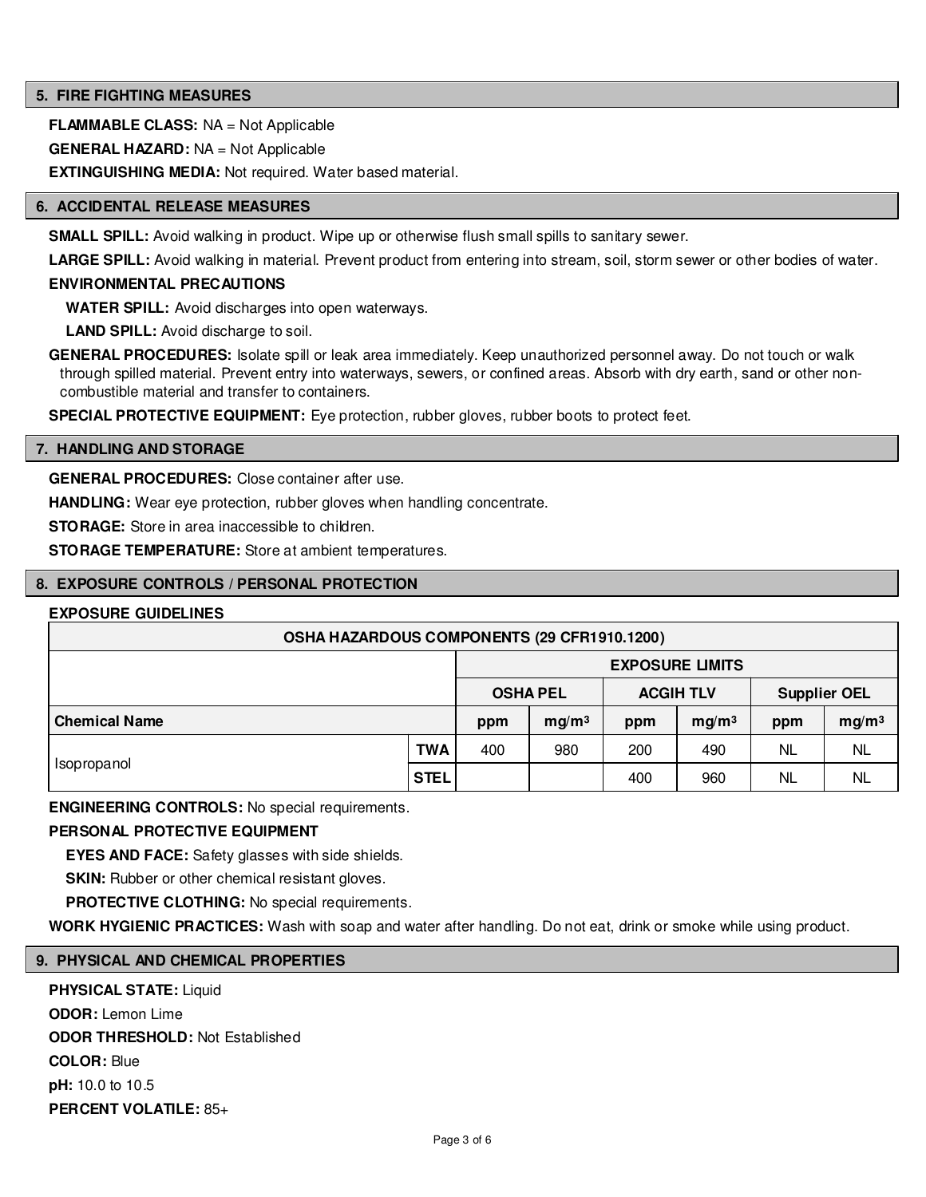## 5. FIRE FIGHTING MEASURES

**FLAMMABLE CLASS:** NA = Not Applicable

**GENERAL HAZARD:** NA = Not Applicable

**EXTINGUISHING MEDIA:** Not required. Water based material.

## 6. ACCIDENTAL RELEASE MEASURES

**SMALL SPILL:** Avoid walking in product. Wipe up or otherwise flush small spills to sanitary sewer.

**LARGE SPILL:** Avoid walking in material. Prevent product from entering into stream, soil, storm sewer or other bodies of water.

**ENVIRONMENTAL PRECAUTIONS**

**WATER SPILL:** Avoid discharges into open waterways.

**LAND SPILL:** Avoid discharge to soil.

**GENERAL PROCEDURES:** Isolate spill or leak area immediately. Keep unauthorized personnel away. Do not touch or walk through spilled material. Prevent entry into waterways, sewers, or confined areas. Absorb with dry earth, sand or other non-combustible material and transfer to containers.

**SPECIAL PROTECTIVE EQUIPMENT:** Eye protection, rubber gloves, rubber boots to protect feet.

## 7. HANDLING AND STORAGE

**GENERAL PROCEDURES:** Close container after use.

**HANDLING:** Wear eye protection, rubber gloves when handling concentrate.

**STORAGE:** Store in area inaccessible to children.

**STORAGE TEMPERATURE:** Store at ambient temperatures.

## 8. EXPOSURE CONTROLS / PERSONAL PROTECTION

**EXPOSURE GUIDELINES**

| OSHA HAZARDOUS COMPONENTS (29 CFR1910.1200) | | | | | | | |
|---|---|---|---|---|---|---|---|
| | | EXPOSURE LIMITS | | | | | |
| | | OSHA PEL | | ACGIH TLV | | Supplier OEL | |
| **Chemical Name** | | ppm | $mg/m^3$ | ppm | $mg/m^3$ | ppm | $mg/m^3$ |
| Isopropanol | TWA | 400 | 980 | 200 | 490 | NL | NL |
| | STEL | | | 400 | 960 | NL | NL |

**ENGINEERING CONTROLS:** No special requirements.

**PERSONAL PROTECTIVE EQUIPMENT**

**EYES AND FACE:** Safety glasses with side shields.

**SKIN:** Rubber or other chemical resistant gloves.

**PROTECTIVE CLOTHING:** No special requirements.

**WORK HYGIENIC PRACTICES:** Wash with soap and water after handling. Do not eat, drink or smoke while using product.

## 9. PHYSICAL AND CHEMICAL PROPERTIES

**PHYSICAL STATE:** Liquid

**ODOR:** Lemon Lime

**ODOR THRESHOLD:** Not Established

**COLOR:** Blue

**pH:** 10.0 to 10.5

**PERCENT VOLATILE:** 85+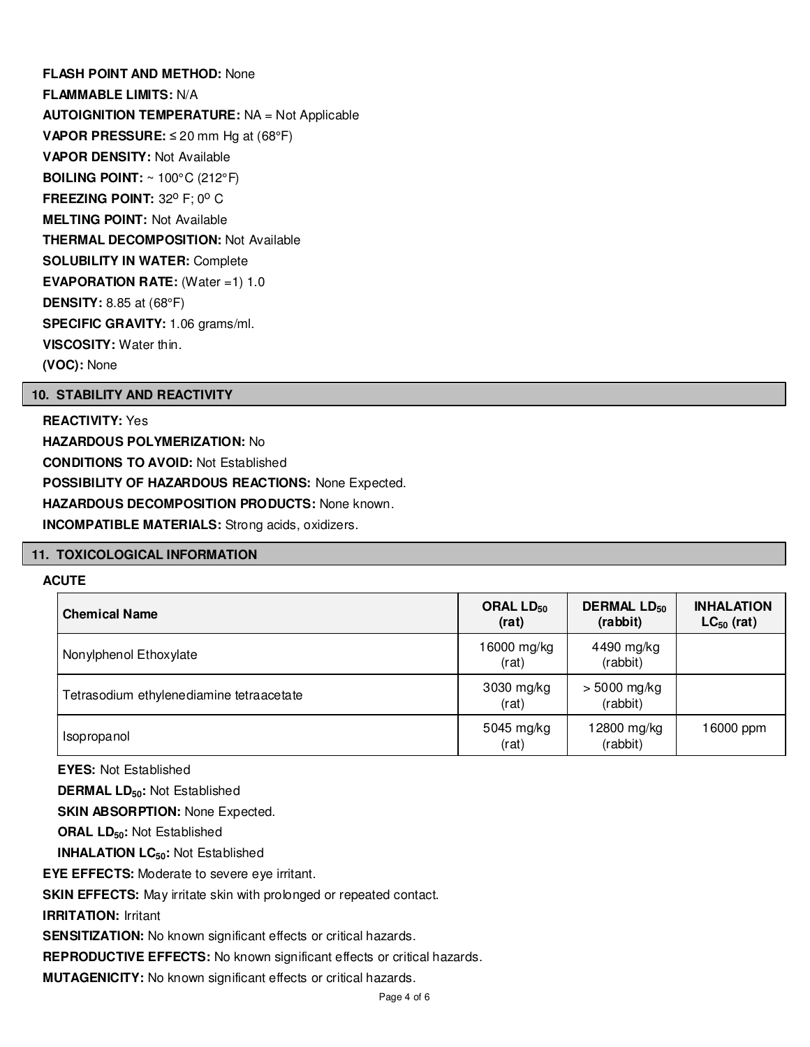**FLASH POINT AND METHOD:** None

**FLAMMABLE LIMITS:** N/A

**AUTOIGNITION TEMPERATURE:** NA = Not Applicable

**VAPOR PRESSURE:** ≤ 20 mm Hg at (68°F)

**VAPOR DENSITY:** Not Available

**BOILING POINT:** ~ 100°C (212°F)

**FREEZING POINT:** 32º F; 0º C

**MELTING POINT:** Not Available

**THERMAL DECOMPOSITION:** Not Available

**SOLUBILITY IN WATER:** Complete

**EVAPORATION RATE:** (Water =1) 1.0

**DENSITY:** 8.85 at (68°F)

**SPECIFIC GRAVITY:** 1.06 grams/ml.

**VISCOSITY:** Water thin.

**(VOC):** None

## 10. STABILITY AND REACTIVITY

**REACTIVITY:** Yes

**HAZARDOUS POLYMERIZATION:** No

**CONDITIONS TO AVOID:** Not Established

**POSSIBILITY OF HAZARDOUS REACTIONS:** None Expected.

**HAZARDOUS DECOMPOSITION PRODUCTS:** None known.

**INCOMPATIBLE MATERIALS:** Strong acids, oxidizers.

## 11. TOXICOLOGICAL INFORMATION

**ACUTE**

| Chemical Name | ORAL $LD_{50}$ (rat) | DERMAL $LD_{50}$ (rabbit) | INHALATION $LC_{50}$ (rat) |
|---|---|---|---|
| Nonylphenol Ethoxylate | 16000 mg/kg (rat) | 4490 mg/kg (rabbit) | |
| Tetrasodium ethylenediamine tetraacetate | 3030 mg/kg (rat) | > 5000 mg/kg (rabbit) | |
| Isopropanol | 5045 mg/kg (rat) | 12800 mg/kg (rabbit) | 16000 ppm |

**EYES:** Not Established

**DERMAL $LD_{50}$:** Not Established

**SKIN ABSORPTION:** None Expected.

**ORAL $LD_{50}$:** Not Established

**INHALATION $LC_{50}$:** Not Established

**EYE EFFECTS:** Moderate to severe eye irritant.

**SKIN EFFECTS:** May irritate skin with prolonged or repeated contact.

**IRRITATION:** Irritant

**SENSITIZATION:** No known significant effects or critical hazards.

**REPRODUCTIVE EFFECTS:** No known significant effects or critical hazards.

**MUTAGENICITY:** No known significant effects or critical hazards.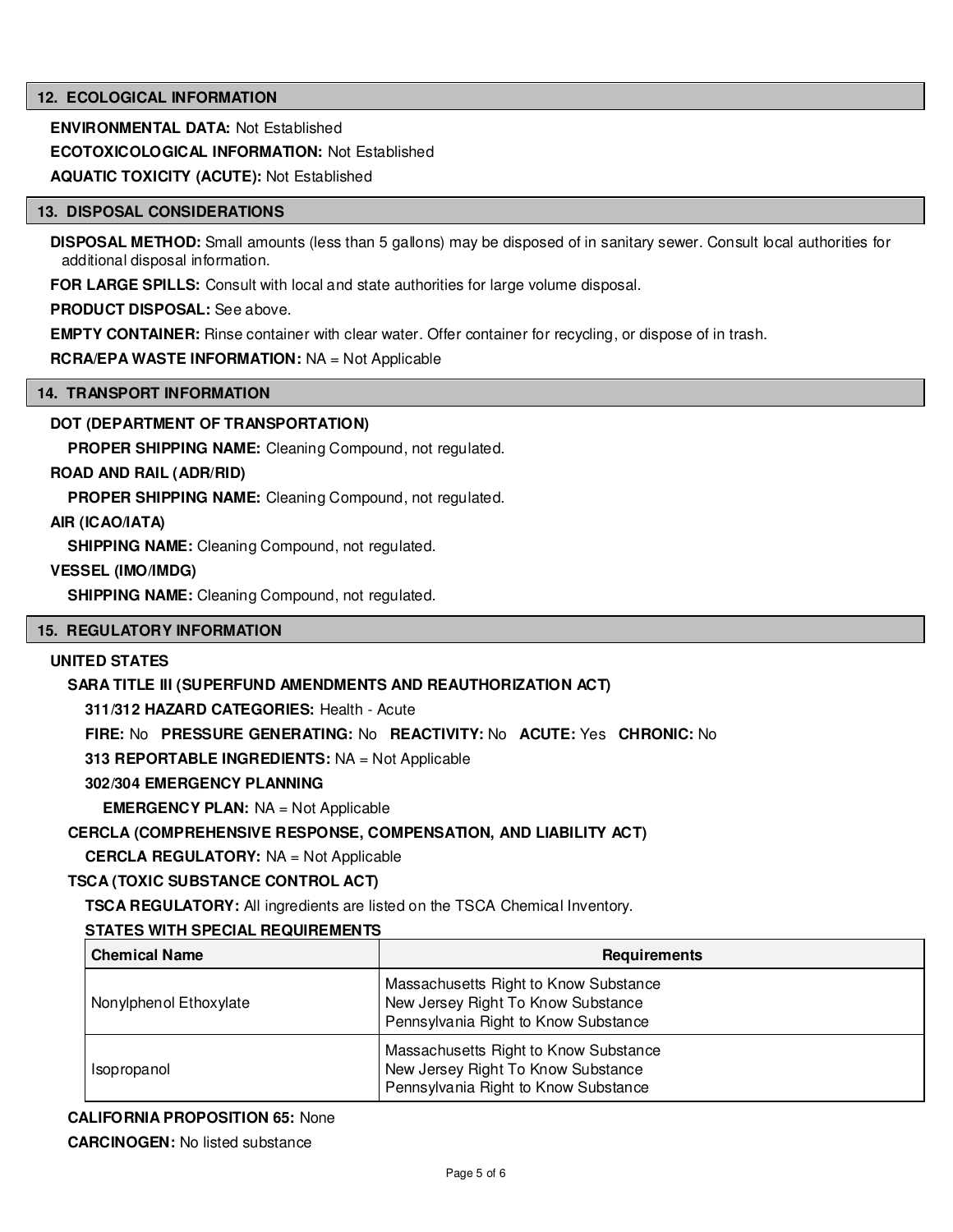## 12. ECOLOGICAL INFORMATION

**ENVIRONMENTAL DATA:** Not Established

**ECOTOXICOLOGICAL INFORMATION:** Not Established

**AQUATIC TOXICITY (ACUTE):** Not Established

## 13. DISPOSAL CONSIDERATIONS

**DISPOSAL METHOD:** Small amounts (less than 5 gallons) may be disposed of in sanitary sewer. Consult local authorities for additional disposal information.

**FOR LARGE SPILLS:** Consult with local and state authorities for large volume disposal.

**PRODUCT DISPOSAL:** See above.

**EMPTY CONTAINER:** Rinse container with clear water. Offer container for recycling, or dispose of in trash.

**RCRA/EPA WASTE INFORMATION:** NA = Not Applicable

## 14. TRANSPORT INFORMATION

**DOT (DEPARTMENT OF TRANSPORTATION)**

**PROPER SHIPPING NAME:** Cleaning Compound, not regulated.

**ROAD AND RAIL (ADR/RID)**

**PROPER SHIPPING NAME:** Cleaning Compound, not regulated.

**AIR (ICAO/IATA)**

**SHIPPING NAME:** Cleaning Compound, not regulated.

**VESSEL (IMO/IMDG)**

**SHIPPING NAME:** Cleaning Compound, not regulated.

## 15. REGULATORY INFORMATION

**UNITED STATES**

**SARA TITLE III (SUPERFUND AMENDMENTS AND REAUTHORIZATION ACT)**

**311/312 HAZARD CATEGORIES:** Health - Acute

**FIRE:** No **PRESSURE GENERATING:** No **REACTIVITY:** No **ACUTE:** Yes **CHRONIC:** No

**313 REPORTABLE INGREDIENTS:** NA = Not Applicable

**302/304 EMERGENCY PLANNING**

**EMERGENCY PLAN:** NA = Not Applicable

**CERCLA (COMPREHENSIVE RESPONSE, COMPENSATION, AND LIABILITY ACT)**

**CERCLA REGULATORY:** NA = Not Applicable

**TSCA (TOXIC SUBSTANCE CONTROL ACT)**

**TSCA REGULATORY:** All ingredients are listed on the TSCA Chemical Inventory.

**STATES WITH SPECIAL REQUIREMENTS**

| Chemical Name | Requirements |
|---|---|
| Nonylphenol Ethoxylate | Massachusetts Right to Know Substance<br>New Jersey Right To Know Substance<br>Pennsylvania Right to Know Substance |
| Isopropanol | Massachusetts Right to Know Substance<br>New Jersey Right To Know Substance<br>Pennsylvania Right to Know Substance |

**CALIFORNIA PROPOSITION 65:** None

**CARCINOGEN:** No listed substance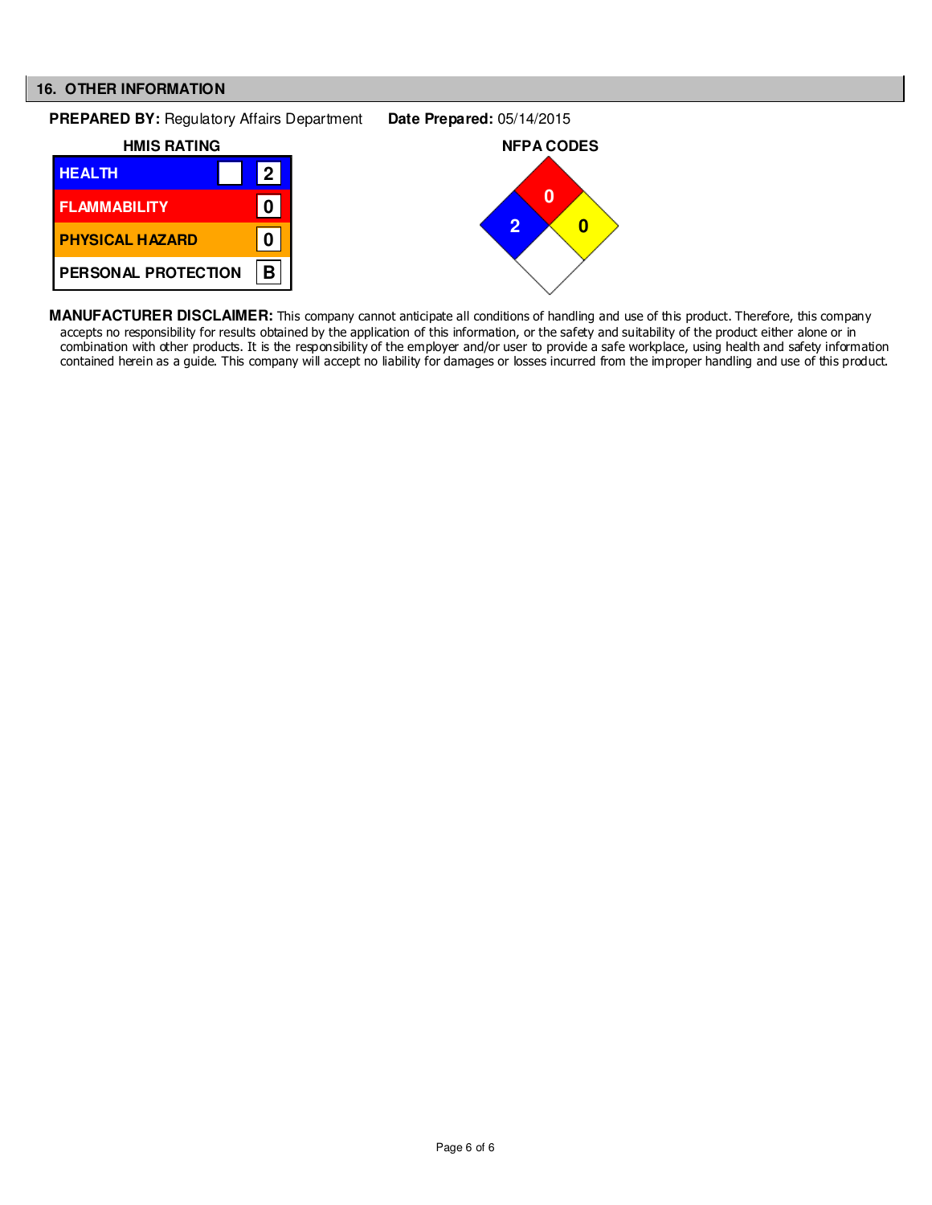## 16. OTHER INFORMATION

**PREPARED BY:** Regulatory Affairs Department **Date Prepared:** 05/14/2015

**HMIS RATING**

| | |
|---|---|
| HEALTH | 2 |
| FLAMMABILITY | 0 |
| PHYSICAL HAZARD | 0 |
| PERSONAL PROTECTION | B |

**NFPA CODES**

0

2

0

**MANUFACTURER DISCLAIMER:** This company cannot anticipate all conditions of handling and use of this product. Therefore, this company accepts no responsibility for results obtained by the application of this information, or the safety and suitability of the product either alone or in combination with other products. It is the responsibility of the employer and/or user to provide a safe workplace, using health and safety information contained herein as a guide. This company will accept no liability for damages or losses incurred from the improper handling and use of this product.